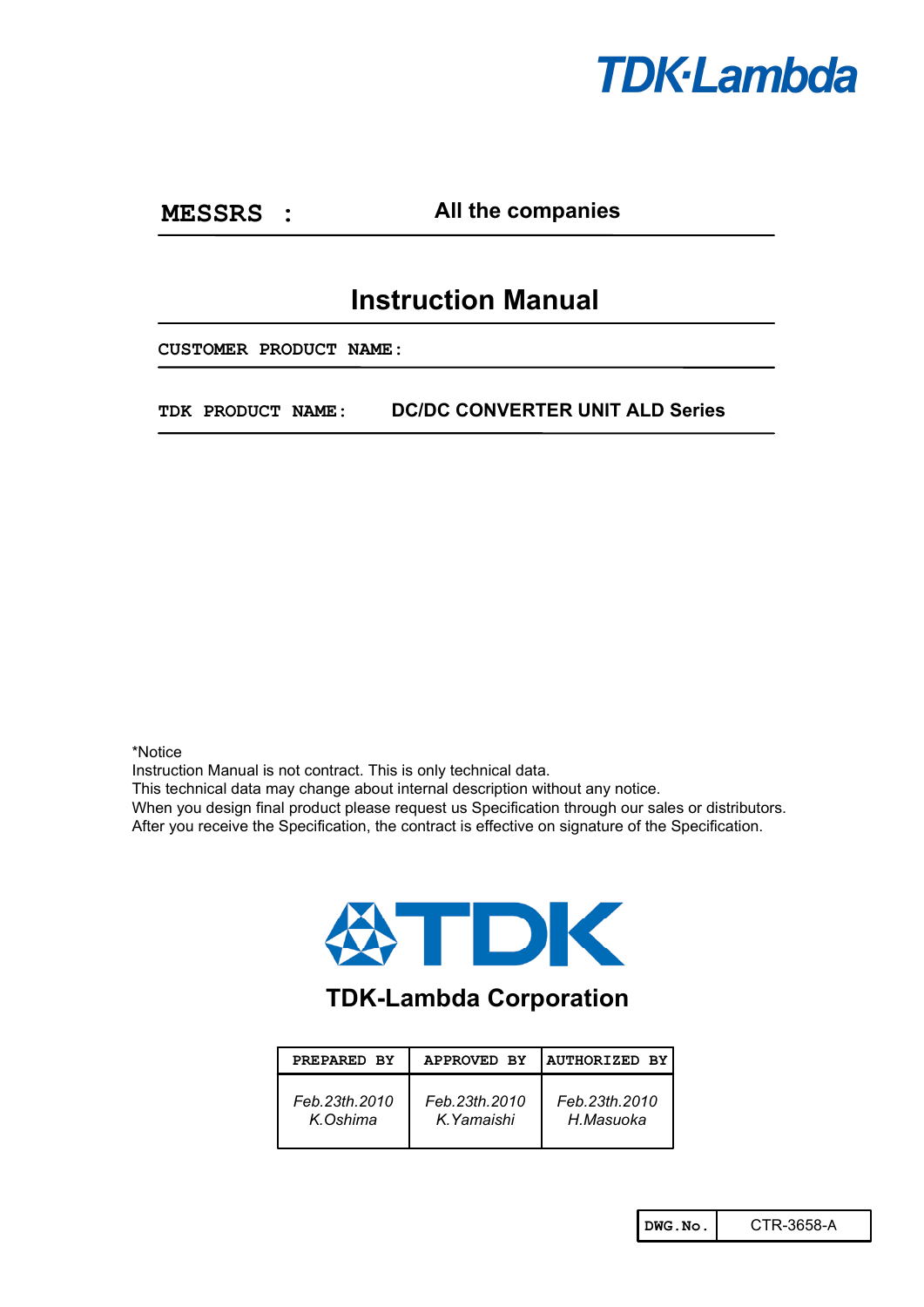TDK-Lambda

**MESSRS :** All the companies

# Instruction Manual

**CUSTOMER PRODUCT NAME:**

**TDK PRODUCT NAME:** **DC/DC CONVERTER UNIT ALD Series**

*Notice
Instruction Manual is not contract. This is only technical data.
This technical data may change about internal description without any notice.
When you design final product please request us Specification through our sales or distributors.
After you receive the Specification, the contract is effective on signature of the Specification.

TDK

**TDK-Lambda Corporation**

| PREPARED BY | APPROVED BY | AUTHORIZED BY |
|---|---|---|
| *Feb.23th.2010 K.Oshima* | *Feb.23th.2010 K.Yamaishi* | *Feb.23th.2010 H.Masuoka* |

| DWG.No. | CTR-3658-A |
|---|---|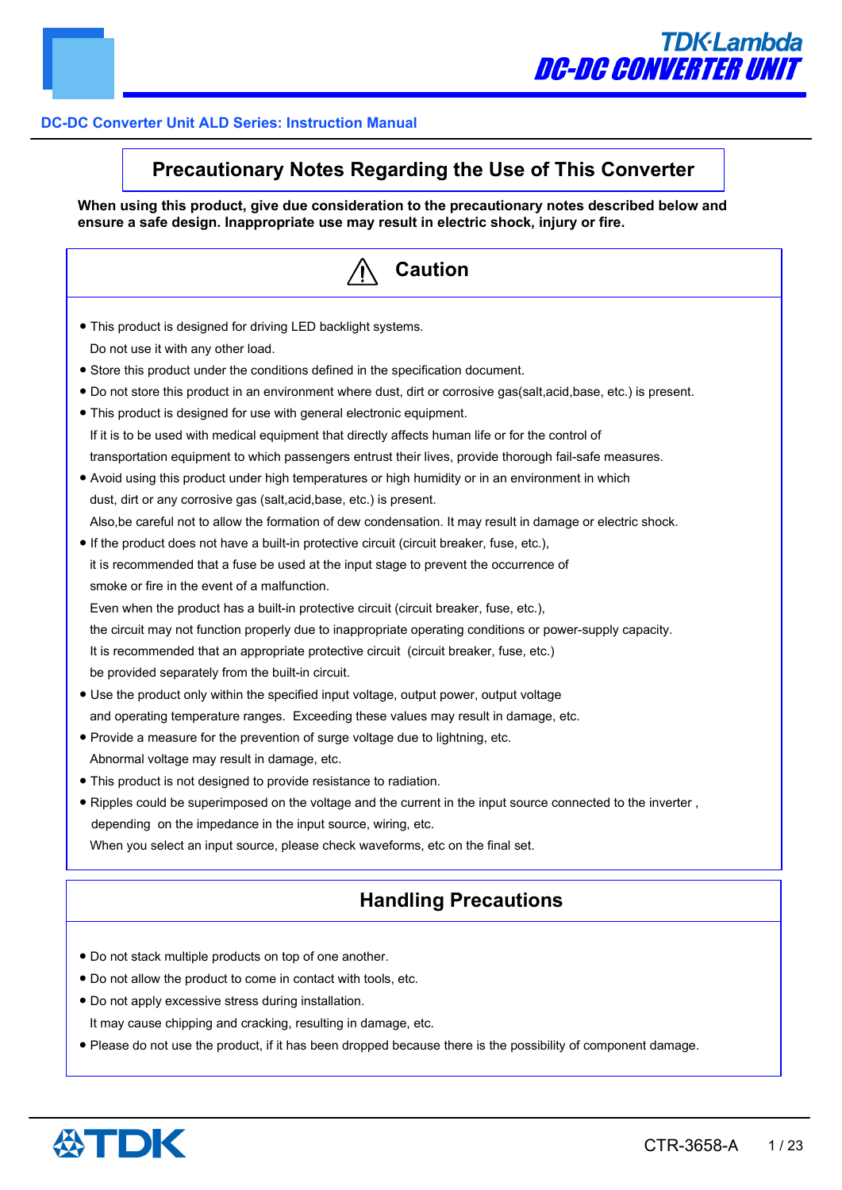DC-DC Converter Unit ALD Series: Instruction Manual

# Precautionary Notes Regarding the Use of This Converter

**When using this product, give due consideration to the precautionary notes described below and ensure a safe design. Inappropriate use may result in electric shock, injury or fire.**

## ⚠ Caution

- This product is designed for driving LED backlight systems.
  Do not use it with any other load.
- Store this product under the conditions defined in the specification document.
- Do not store this product in an environment where dust, dirt or corrosive gas(salt,acid,base, etc.) is present.
- This product is designed for use with general electronic equipment.
  If it is to be used with medical equipment that directly affects human life or for the control of transportation equipment to which passengers entrust their lives, provide thorough fail-safe measures.
- Avoid using this product under high temperatures or high humidity or in an environment in which dust, dirt or any corrosive gas (salt,acid,base, etc.) is present.
  Also,be careful not to allow the formation of dew condensation. It may result in damage or electric shock.
- If the product does not have a built-in protective circuit (circuit breaker, fuse, etc.), it is recommended that a fuse be used at the input stage to prevent the occurrence of smoke or fire in the event of a malfunction.
  Even when the product has a built-in protective circuit (circuit breaker, fuse, etc.), the circuit may not function properly due to inappropriate operating conditions or power-supply capacity.
  It is recommended that an appropriate protective circuit (circuit breaker, fuse, etc.) be provided separately from the built-in circuit.
- Use the product only within the specified input voltage, output power, output voltage and operating temperature ranges. Exceeding these values may result in damage, etc.
- Provide a measure for the prevention of surge voltage due to lightning, etc.
  Abnormal voltage may result in damage, etc.
- This product is not designed to provide resistance to radiation.
- Ripples could be superimposed on the voltage and the current in the input source connected to the inverter , depending on the impedance in the input source, wiring, etc.
  When you select an input source, please check waveforms, etc on the final set.

## Handling Precautions

- Do not stack multiple products on top of one another.
- Do not allow the product to come in contact with tools, etc.
- Do not apply excessive stress during installation.
  It may cause chipping and cracking, resulting in damage, etc.
- Please do not use the product, if it has been dropped because there is the possibility of component damage.

CTR-3658-A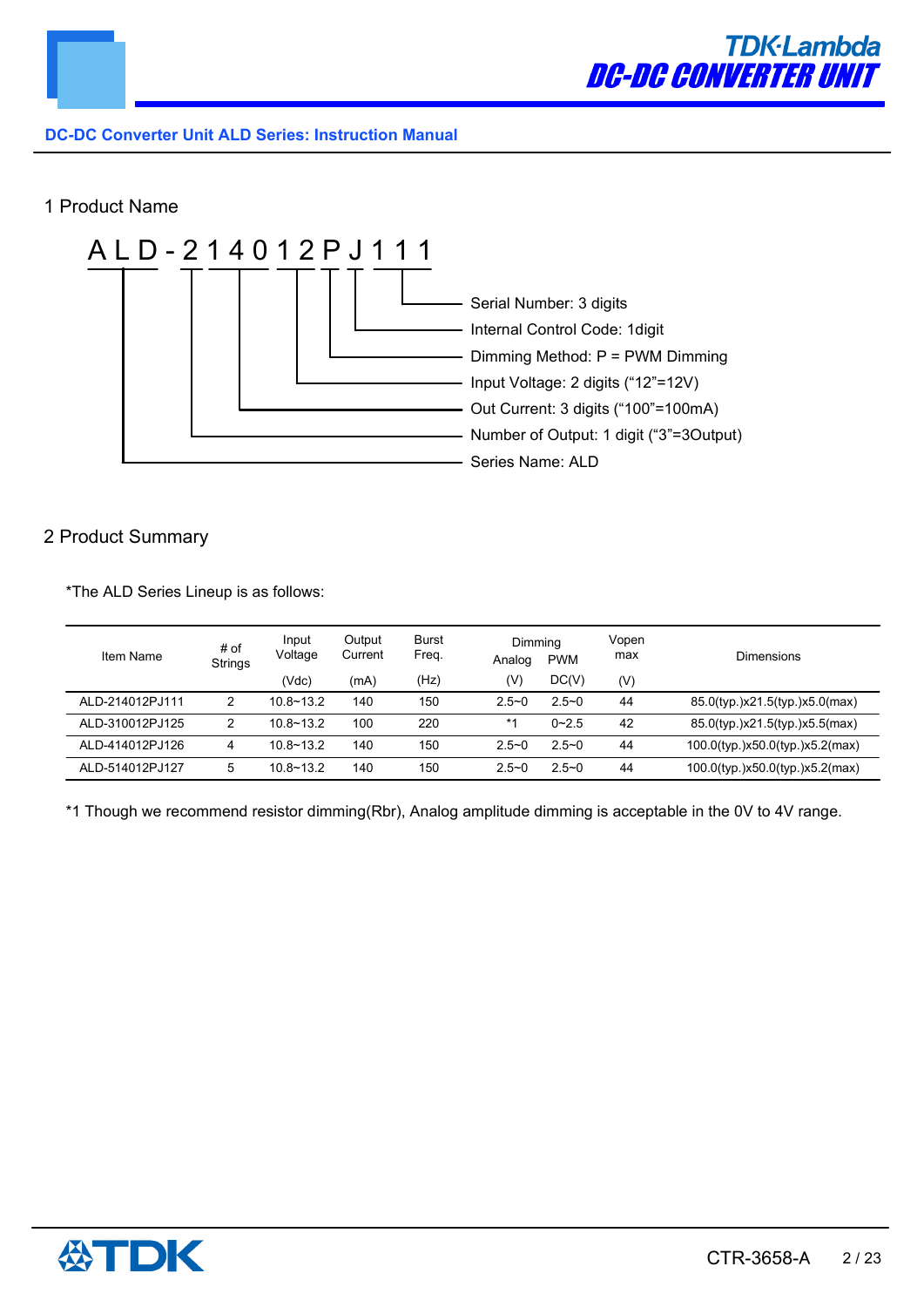## 1 Product Name

A L D - 2 1 4 0 1 2 P J 1 1 1

- Serial Number: 3 digits
- Internal Control Code: 1digit
- Dimming Method: P = PWM Dimming
- Input Voltage: 2 digits (“12”=12V)
- Out Current: 3 digits (“100”=100mA)
- Number of Output: 1 digit (“3”=3Output)
- Series Name: ALD

## 2 Product Summary

*The ALD Series Lineup is as follows:

| Item Name | # of Strings | Input Voltage | Output Current | Burst Freq. | Dimming | | Vopen max | Dimensions |
|---|---|---|---|---|---|---|---|---|
| | | | | | Analog | PWM | | |
| | | (Vdc) | (mA) | (Hz) | (V) | DC(V) | (V) | |
| ALD-214012PJ111 | 2 | 10.8~13.2 | 140 | 150 | 2.5~0 | 2.5~0 | 44 | 85.0(typ.)x21.5(typ.)x5.0(max) |
| ALD-310012PJ125 | 2 | 10.8~13.2 | 100 | 220 | *1 | 0~2.5 | 42 | 85.0(typ.)x21.5(typ.)x5.5(max) |
| ALD-414012PJ126 | 4 | 10.8~13.2 | 140 | 150 | 2.5~0 | 2.5~0 | 44 | 100.0(typ.)x50.0(typ.)x5.2(max) |
| ALD-514012PJ127 | 5 | 10.8~13.2 | 140 | 150 | 2.5~0 | 2.5~0 | 44 | 100.0(typ.)x50.0(typ.)x5.2(max) |

*1 Though we recommend resistor dimming(Rbr), Analog amplitude dimming is acceptable in the 0V to 4V range.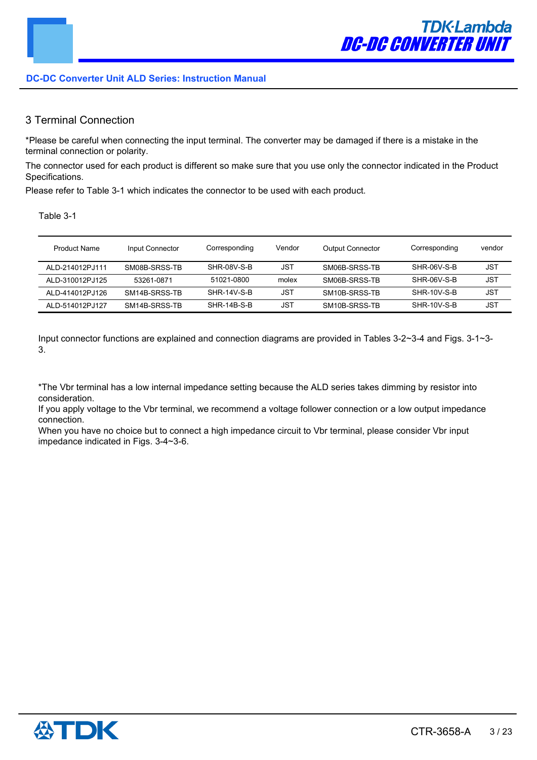## 3 Terminal Connection

*Please be careful when connecting the input terminal. The converter may be damaged if there is a mistake in the terminal connection or polarity.

The connector used for each product is different so make sure that you use only the connector indicated in the Product Specifications.

Please refer to Table 3-1 which indicates the connector to be used with each product.

Table 3-1

| Product Name | Input Connector | Corresponding | Vendor | Output Connector | Corresponding | vendor |
|---|---|---|---|---|---|---|
| ALD-214012PJ111 | SM08B-SRSS-TB | SHR-08V-S-B | JST | SM06B-SRSS-TB | SHR-06V-S-B | JST |
| ALD-310012PJ125 | 53261-0871 | 51021-0800 | molex | SM06B-SRSS-TB | SHR-06V-S-B | JST |
| ALD-414012PJ126 | SM14B-SRSS-TB | SHR-14V-S-B | JST | SM10B-SRSS-TB | SHR-10V-S-B | JST |
| ALD-514012PJ127 | SM14B-SRSS-TB | SHR-14B-S-B | JST | SM10B-SRSS-TB | SHR-10V-S-B | JST |

Input connector functions are explained and connection diagrams are provided in Tables 3-2~3-4 and Figs. 3-1~3-3.

*The Vbr terminal has a low internal impedance setting because the ALD series takes dimming by resistor into consideration.
If you apply voltage to the Vbr terminal, we recommend a voltage follower connection or a low output impedance connection.
When you have no choice but to connect a high impedance circuit to Vbr terminal, please consider Vbr input impedance indicated in Figs. 3-4~3-6.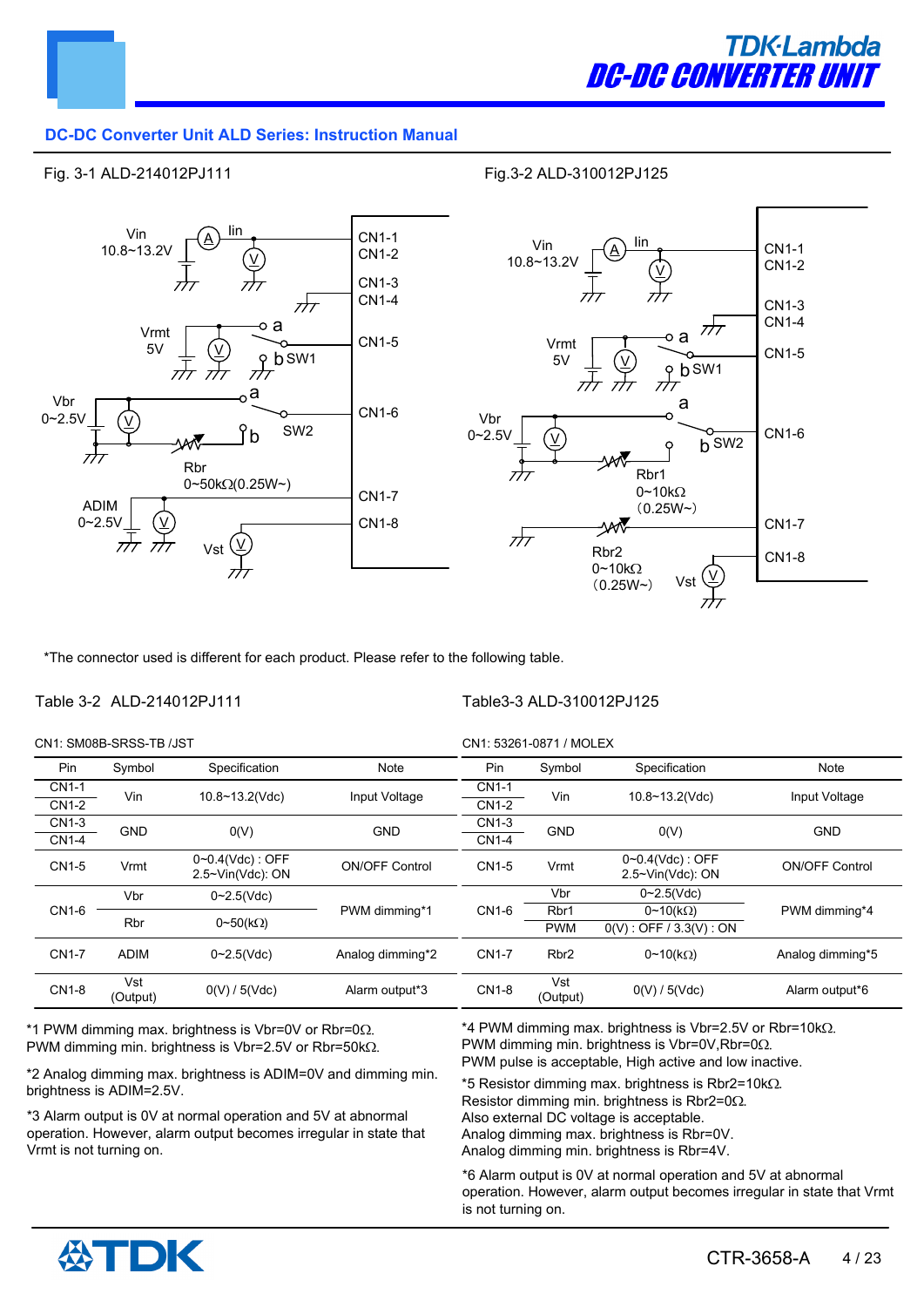## DC-DC Converter Unit ALD Series: Instruction Manual

Fig. 3-1 ALD-214012PJ111

Fig.3-2 ALD-310012PJ125

*The connector used is different for each product. Please refer to the following table.

Table 3-2 ALD-214012PJ111

CN1: SM08B-SRSS-TB /JST

| Pin | Symbol | Specification | Note |
|---|---|---|---|
| CN1-1 / CN1-2 | Vin | 10.8~13.2(Vdc) | Input Voltage |
| CN1-3 / CN1-4 | GND | 0(V) | GND |
| CN1-5 | Vrmt | 0~0.4(Vdc) : OFF<br>2.5~Vin(Vdc): ON | ON/OFF Control |
| CN1-6 | Vbr | 0~2.5(Vdc) | PWM dimming*1 |
| | Rbr | 0~50(kΩ) | |
| CN1-7 | ADIM | 0~2.5(Vdc) | Analog dimming*2 |
| CN1-8 | Vst (Output) | 0(V) / 5(Vdc) | Alarm output*3 |

*1 PWM dimming max. brightness is Vbr=0V or Rbr=0Ω.
PWM dimming min. brightness is Vbr=2.5V or Rbr=50kΩ.

*2 Analog dimming max. brightness is ADIM=0V and dimming min. brightness is ADIM=2.5V.

*3 Alarm output is 0V at normal operation and 5V at abnormal operation. However, alarm output becomes irregular in state that Vrmt is not turning on.

Table3-3 ALD-310012PJ125

CN1: 53261-0871 / MOLEX

| Pin | Symbol | Specification | Note |
|---|---|---|---|
| CN1-1 / CN1-2 | Vin | 10.8~13.2(Vdc) | Input Voltage |
| CN1-3 / CN1-4 | GND | 0(V) | GND |
| CN1-5 | Vrmt | 0~0.4(Vdc) : OFF<br>2.5~Vin(Vdc): ON | ON/OFF Control |
| CN1-6 | Vbr | 0~2.5(Vdc) | PWM dimming*4 |
| | Rbr1 | 0~10(kΩ) | |
| | PWM | 0(V) : OFF / 3.3(V) : ON | |
| CN1-7 | Rbr2 | 0~10(kΩ) | Analog dimming*5 |
| CN1-8 | Vst (Output) | 0(V) / 5(Vdc) | Alarm output*6 |

*4 PWM dimming max. brightness is Vbr=2.5V or Rbr=10kΩ.
PWM dimming min. brightness is Vbr=0V,Rbr=0Ω.
PWM pulse is acceptable, High active and low inactive.

*5 Resistor dimming max. brightness is Rbr2=10kΩ.
Resistor dimming min. brightness is Rbr2=0Ω.
Also external DC voltage is acceptable.
Analog dimming max. brightness is Rbr=0V.
Analog dimming min. brightness is Rbr=4V.

*6 Alarm output is 0V at normal operation and 5V at abnormal operation. However, alarm output becomes irregular in state that Vrmt is not turning on.

CTR-3658-A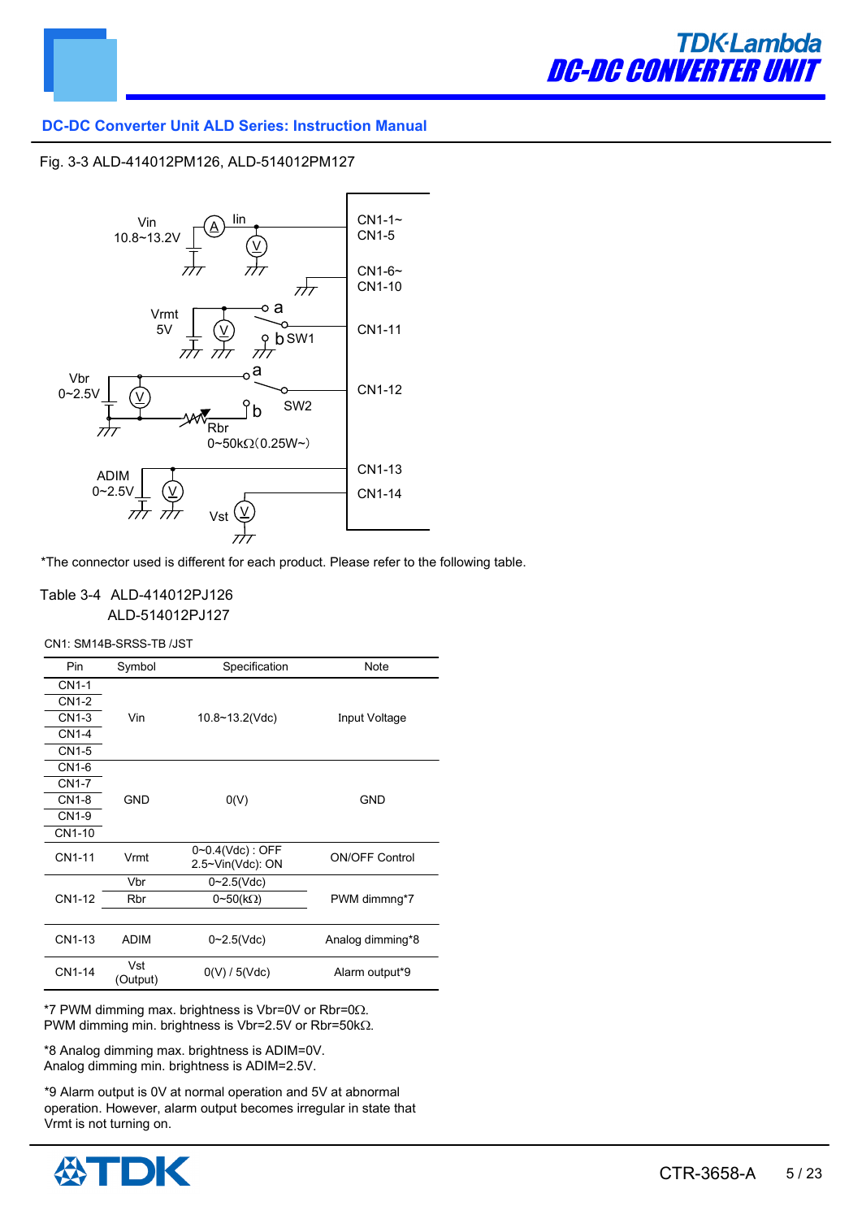## DC-DC Converter Unit ALD Series: Instruction Manual

Fig. 3-3 ALD-414012PM126, ALD-514012PM127

Vin 10.8~13.2V — A — Iin — V — CN1-1~CN1-5

CN1-6~CN1-10

Vrmt 5V — V — a / b SW1 — CN1-11

Vbr 0~2.5V — V — a / b SW2 — Rbr 0~50kΩ（0.25W~） — CN1-12

ADIM 0~2.5V — V — CN1-13

Vst — V — CN1-14

*The connector used is different for each product. Please refer to the following table.

Table 3-4 ALD-414012PJ126
ALD-514012PJ127

CN1: SM14B-SRSS-TB /JST

| Pin | Symbol | Specification | Note |
|---|---|---|---|
| CN1-1 | Vin | 10.8~13.2(Vdc) | Input Voltage |
| CN1-2 | | | |
| CN1-3 | | | |
| CN1-4 | | | |
| CN1-5 | | | |
| CN1-6 | GND | 0(V) | GND |
| CN1-7 | | | |
| CN1-8 | | | |
| CN1-9 | | | |
| CN1-10 | | | |
| CN1-11 | Vrmt | 0~0.4(Vdc) : OFF<br>2.5~Vin(Vdc): ON | ON/OFF Control |
| CN1-12 | Vbr | 0~2.5(Vdc) | PWM dimmng*7 |
| | Rbr | 0~50(kΩ) | |
| CN1-13 | ADIM | 0~2.5(Vdc) | Analog dimming*8 |
| CN1-14 | Vst<br>(Output) | 0(V) / 5(Vdc) | Alarm output*9 |

*7 PWM dimming max. brightness is Vbr=0V or Rbr=0Ω.
PWM dimming min. brightness is Vbr=2.5V or Rbr=50kΩ.

*8 Analog dimming max. brightness is ADIM=0V.
Analog dimming min. brightness is ADIM=2.5V.

*9 Alarm output is 0V at normal operation and 5V at abnormal operation. However, alarm output becomes irregular in state that Vrmt is not turning on.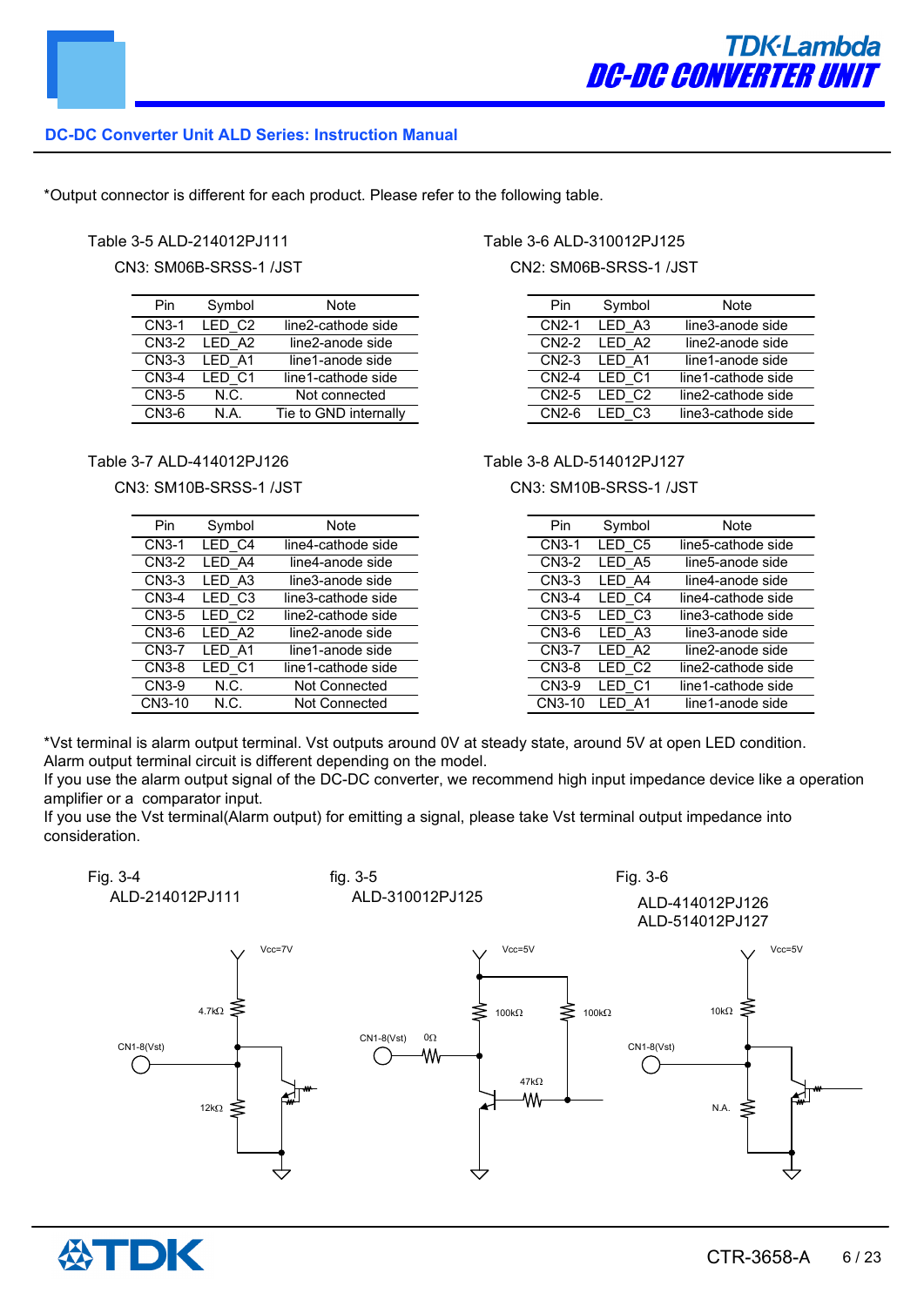*Output connector is different for each product. Please refer to the following table.

Table 3-5 ALD-214012PJ111

CN3: SM06B-SRSS-1 /JST

| Pin | Symbol | Note |
|---|---|---|
| CN3-1 | LED_C2 | line2-cathode side |
| CN3-2 | LED_A2 | line2-anode side |
| CN3-3 | LED_A1 | line1-anode side |
| CN3-4 | LED_C1 | line1-cathode side |
| CN3-5 | N.C. | Not connected |
| CN3-6 | N.A. | Tie to GND internally |

Table 3-6 ALD-310012PJ125

CN2: SM06B-SRSS-1 /JST

| Pin | Symbol | Note |
|---|---|---|
| CN2-1 | LED_A3 | line3-anode side |
| CN2-2 | LED_A2 | line2-anode side |
| CN2-3 | LED_A1 | line1-anode side |
| CN2-4 | LED_C1 | line1-cathode side |
| CN2-5 | LED_C2 | line2-cathode side |
| CN2-6 | LED_C3 | line3-cathode side |

Table 3-7 ALD-414012PJ126

CN3: SM10B-SRSS-1 /JST

| Pin | Symbol | Note |
|---|---|---|
| CN3-1 | LED_C4 | line4-cathode side |
| CN3-2 | LED_A4 | line4-anode side |
| CN3-3 | LED_A3 | line3-anode side |
| CN3-4 | LED_C3 | line3-cathode side |
| CN3-5 | LED_C2 | line2-cathode side |
| CN3-6 | LED_A2 | line2-anode side |
| CN3-7 | LED_A1 | line1-anode side |
| CN3-8 | LED_C1 | line1-cathode side |
| CN3-9 | N.C. | Not Connected |
| CN3-10 | N.C. | Not Connected |

Table 3-8 ALD-514012PJ127

CN3: SM10B-SRSS-1 /JST

| Pin | Symbol | Note |
|---|---|---|
| CN3-1 | LED_C5 | line5-cathode side |
| CN3-2 | LED_A5 | line5-anode side |
| CN3-3 | LED_A4 | line4-anode side |
| CN3-4 | LED_C4 | line4-cathode side |
| CN3-5 | LED_C3 | line3-cathode side |
| CN3-6 | LED_A3 | line3-anode side |
| CN3-7 | LED_A2 | line2-anode side |
| CN3-8 | LED_C2 | line2-cathode side |
| CN3-9 | LED_C1 | line1-cathode side |
| CN3-10 | LED_A1 | line1-anode side |

*Vst terminal is alarm output terminal. Vst outputs around 0V at steady state, around 5V at open LED condition.
Alarm output terminal circuit is different depending on the model.
If you use the alarm output signal of the DC-DC converter, we recommend high input impedance device like a operation amplifier or a comparator input.
If you use the Vst terminal(Alarm output) for emitting a signal, please take Vst terminal output impedance into consideration.

Fig. 3-4
ALD-214012PJ111

Vcc=7V, 4.7kΩ, CN1-8(Vst), 12kΩ

fig. 3-5
ALD-310012PJ125

Vcc=5V, 100kΩ, 100kΩ, CN1-8(Vst), 0Ω, 47kΩ

Fig. 3-6
ALD-414012PJ126
ALD-514012PJ127

Vcc=5V, 10kΩ, CN1-8(Vst), N.A.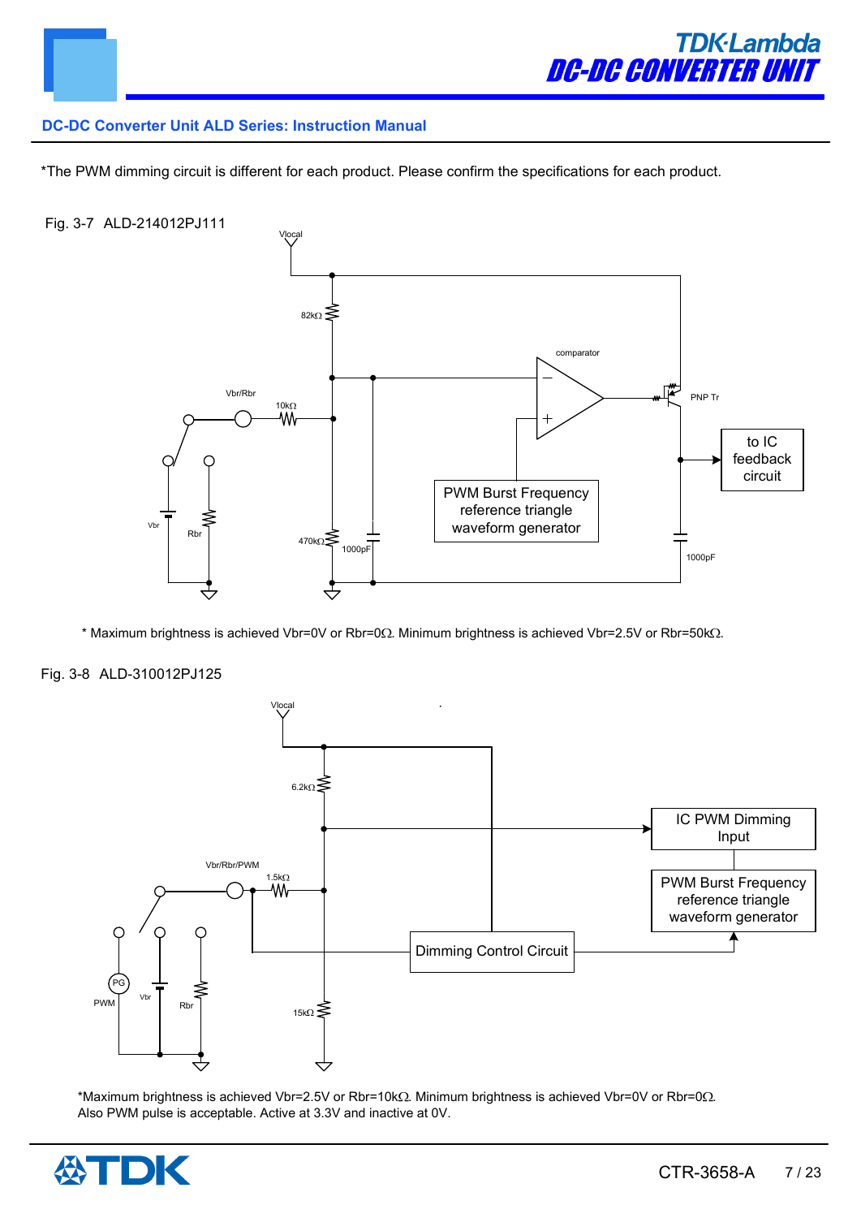*The PWM dimming circuit is different for each product. Please confirm the specifications for each product.

Fig. 3-7 ALD-214012PJ111

Vlocal

82kΩ

comparator

Vbr/Rbr

10kΩ

PNP Tr

to IC feedback circuit

PWM Burst Frequency reference triangle waveform generator

Vbr

Rbr

470kΩ

1000pF

1000pF

* Maximum brightness is achieved Vbr=0V or Rbr=0Ω. Minimum brightness is achieved Vbr=2.5V or Rbr=50kΩ.

Fig. 3-8 ALD-310012PJ125

Vlocal

6.2kΩ

IC PWM Dimming Input

Vbr/Rbr/PWM

1.5kΩ

PWM Burst Frequency reference triangle waveform generator

Dimming Control Circuit

PG

PWM

Vbr

Rbr

15kΩ

*Maximum brightness is achieved Vbr=2.5V or Rbr=10kΩ. Minimum brightness is achieved Vbr=0V or Rbr=0Ω.
Also PWM pulse is acceptable. Active at 3.3V and inactive at 0V.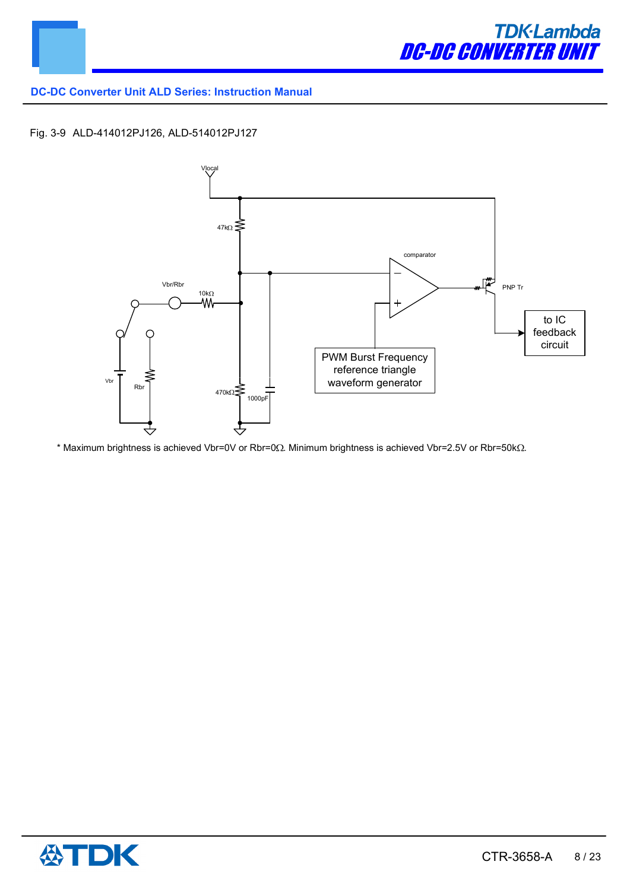Fig. 3-9 ALD-414012PJ126, ALD-514012PJ127

* Maximum brightness is achieved Vbr=0V or Rbr=0Ω. Minimum brightness is achieved Vbr=2.5V or Rbr=50kΩ.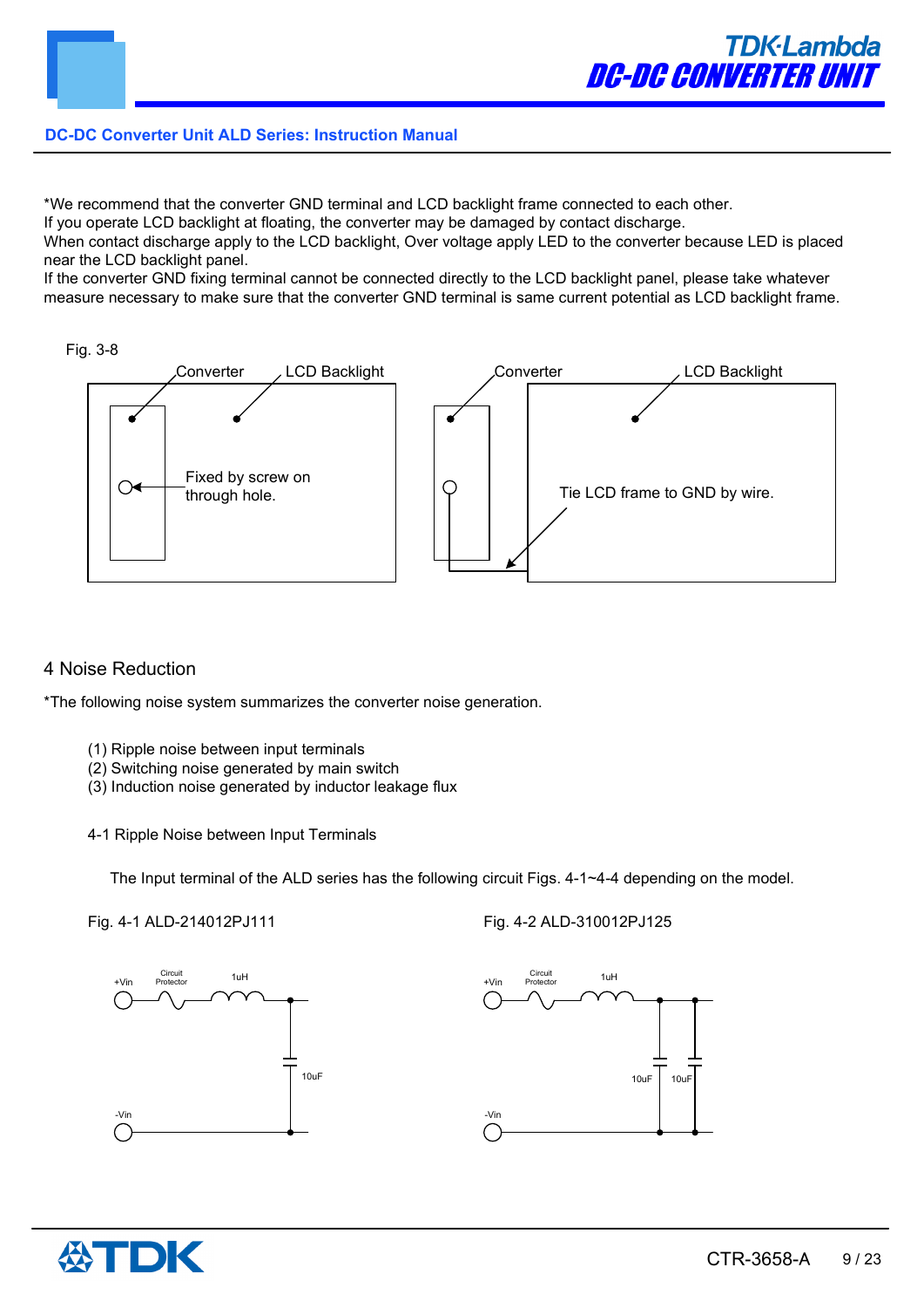*We recommend that the converter GND terminal and LCD backlight frame connected to each other.
If you operate LCD backlight at floating, the converter may be damaged by contact discharge.
When contact discharge apply to the LCD backlight, Over voltage apply LED to the converter because LED is placed near the LCD backlight panel.
If the converter GND fixing terminal cannot be connected directly to the LCD backlight panel, please take whatever measure necessary to make sure that the converter GND terminal is same current potential as LCD backlight frame.

Fig. 3-8

Converter LCD Backlight

Fixed by screw on through hole.

Converter LCD Backlight

Tie LCD frame to GND by wire.

## 4 Noise Reduction

*The following noise system summarizes the converter noise generation.

(1) Ripple noise between input terminals
(2) Switching noise generated by main switch
(3) Induction noise generated by inductor leakage flux

### 4-1 Ripple Noise between Input Terminals

The Input terminal of the ALD series has the following circuit Figs. 4-1~4-4 depending on the model.

Fig. 4-1 ALD-214012PJ111

+Vin Circuit Protector 1uH 10uF -Vin

Fig. 4-2 ALD-310012PJ125

+Vin Circuit Protector 1uH 10uF 10uF -Vin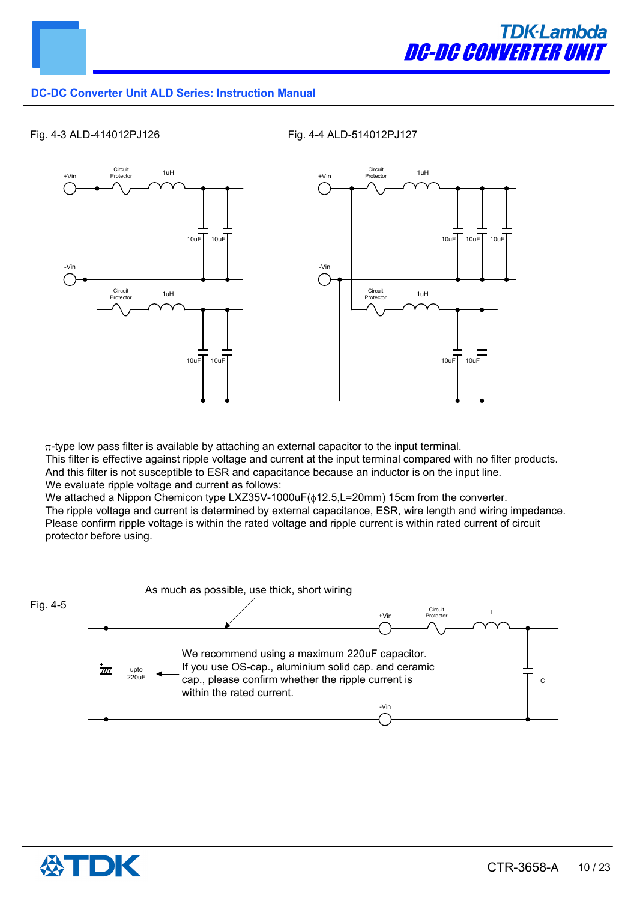Fig. 4-3 ALD-414012PJ126

Fig. 4-4 ALD-514012PJ127

π-type low pass filter is available by attaching an external capacitor to the input terminal.
This filter is effective against ripple voltage and current at the input terminal compared with no filter products.
And this filter is not susceptible to ESR and capacitance because an inductor is on the input line.
We evaluate ripple voltage and current as follows:
We attached a Nippon Chemicon type LXZ35V-1000uF(ϕ12.5,L=20mm) 15cm from the converter.
The ripple voltage and current is determined by external capacitance, ESR, wire length and wiring impedance.
Please confirm ripple voltage is within the rated voltage and ripple current is within rated current of circuit protector before using.

Fig. 4-5

As much as possible, use thick, short wiring

We recommend using a maximum 220uF capacitor.
If you use OS-cap., aluminium solid cap. and ceramic cap., please confirm whether the ripple current is within the rated current.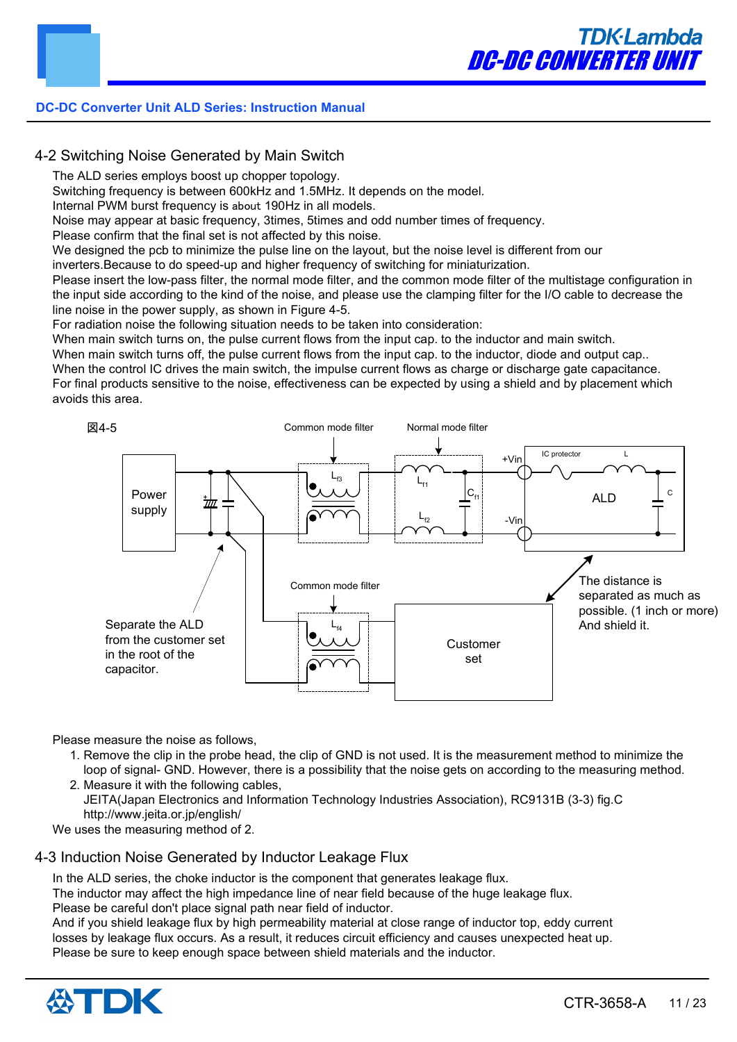## 4-2 Switching Noise Generated by Main Switch

The ALD series employs boost up chopper topology.
Switching frequency is between 600kHz and 1.5MHz. It depends on the model.
Internal PWM burst frequency is about 190Hz in all models.
Noise may appear at basic frequency, 3times, 5times and odd number times of frequency.
Please confirm that the final set is not affected by this noise.
We designed the pcb to minimize the pulse line on the layout, but the noise level is different from our inverters.Because to do speed-up and higher frequency of switching for miniaturization.
Please insert the low-pass filter, the normal mode filter, and the common mode filter of the multistage configuration in the input side according to the kind of the noise, and please use the clamping filter for the I/O cable to decrease the line noise in the power supply, as shown in Figure 4-5.
For radiation noise the following situation needs to be taken into consideration:
When main switch turns on, the pulse current flows from the input cap. to the inductor and main switch.
When main switch turns off, the pulse current flows from the input cap. to the inductor, diode and output cap..
When the control IC drives the main switch, the impulse current flows as charge or discharge gate capacitance.
For final products sensitive to the noise, effectiveness can be expected by using a shield and by placement which avoids this area.

図4-5

Common mode filter | Normal mode filter | IC protector | L | +Vin | -Vin | $L_{f3}$ | $L_{f1}$ | $L_{f2}$ | $C_{f1}$ | C | ALD | Power supply | Common mode filter | $L_{f4}$ | Customer set

Separate the ALD from the customer set in the root of the capacitor.

The distance is separated as much as possible. (1 inch or more) And shield it.

Please measure the noise as follows,

1. Remove the clip in the probe head, the clip of GND is not used. It is the measurement method to minimize the loop of signal- GND. However, there is a possibility that the noise gets on according to the measuring method.
2. Measure it with the following cables,
   JEITA(Japan Electronics and Information Technology Industries Association), RC9131B (3-3) fig.C
   http://www.jeita.or.jp/english/

We uses the measuring method of 2.

## 4-3 Induction Noise Generated by Inductor Leakage Flux

In the ALD series, the choke inductor is the component that generates leakage flux.
The inductor may affect the high impedance line of near field because of the huge leakage flux.
Please be careful don't place signal path near field of inductor.
And if you shield leakage flux by high permeability material at close range of inductor top, eddy current losses by leakage flux occurs. As a result, it reduces circuit efficiency and causes unexpected heat up.
Please be sure to keep enough space between shield materials and the inductor.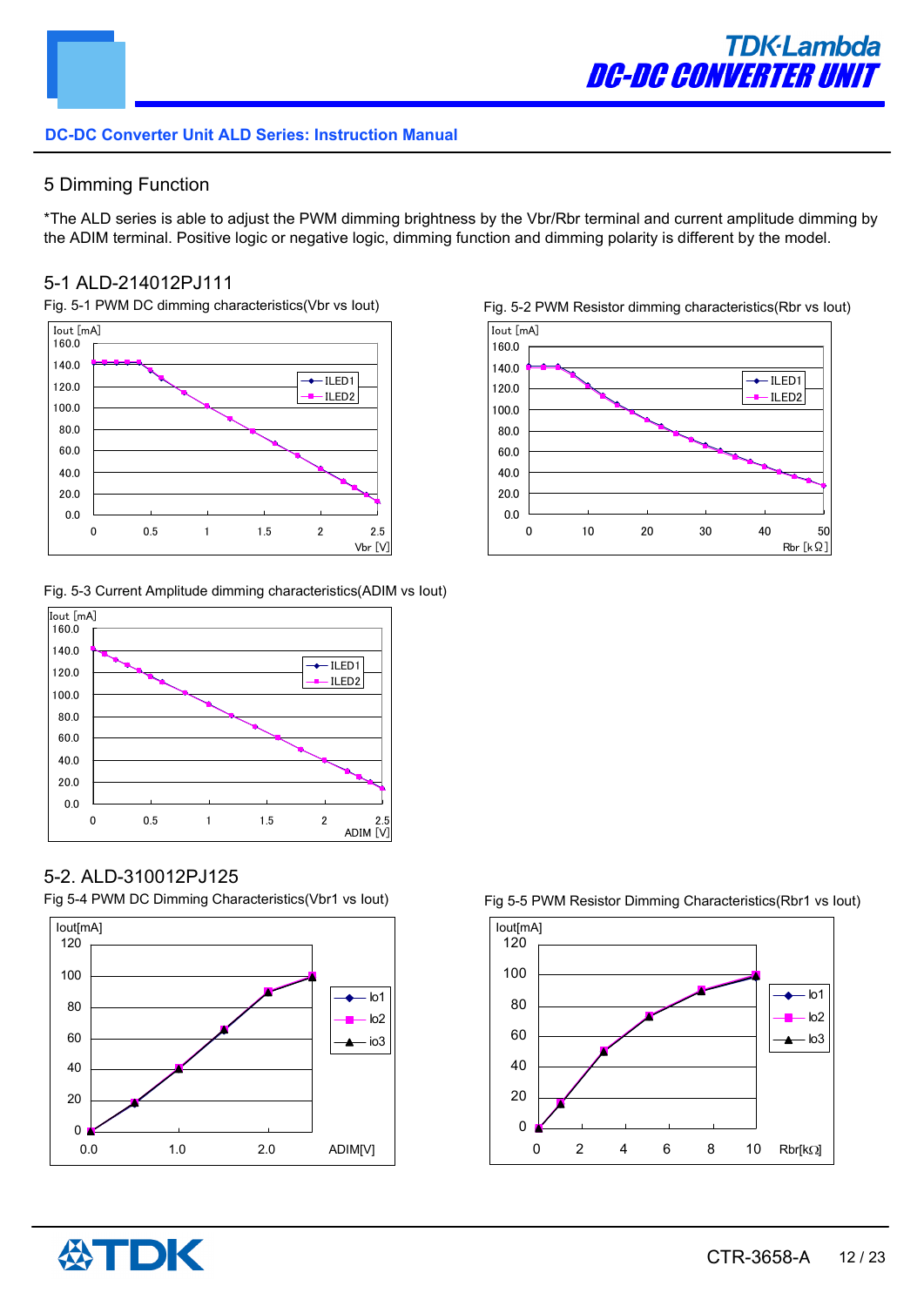## 5 Dimming Function

*The ALD series is able to adjust the PWM dimming brightness by the Vbr/Rbr terminal and current amplitude dimming by the ADIM terminal. Positive logic or negative logic, dimming function and dimming polarity is different by the model.

### 5-1 ALD-214012PJ111

Fig. 5-1 PWM DC dimming characteristics(Vbr vs Iout)

Fig. 5-2 PWM Resistor dimming characteristics(Rbr vs Iout)

Fig. 5-3 Current Amplitude dimming characteristics(ADIM vs Iout)

### 5-2. ALD-310012PJ125

Fig 5-4 PWM DC Dimming Characteristics(Vbr1 vs Iout)

Fig 5-5 PWM Resistor Dimming Characteristics(Rbr1 vs Iout)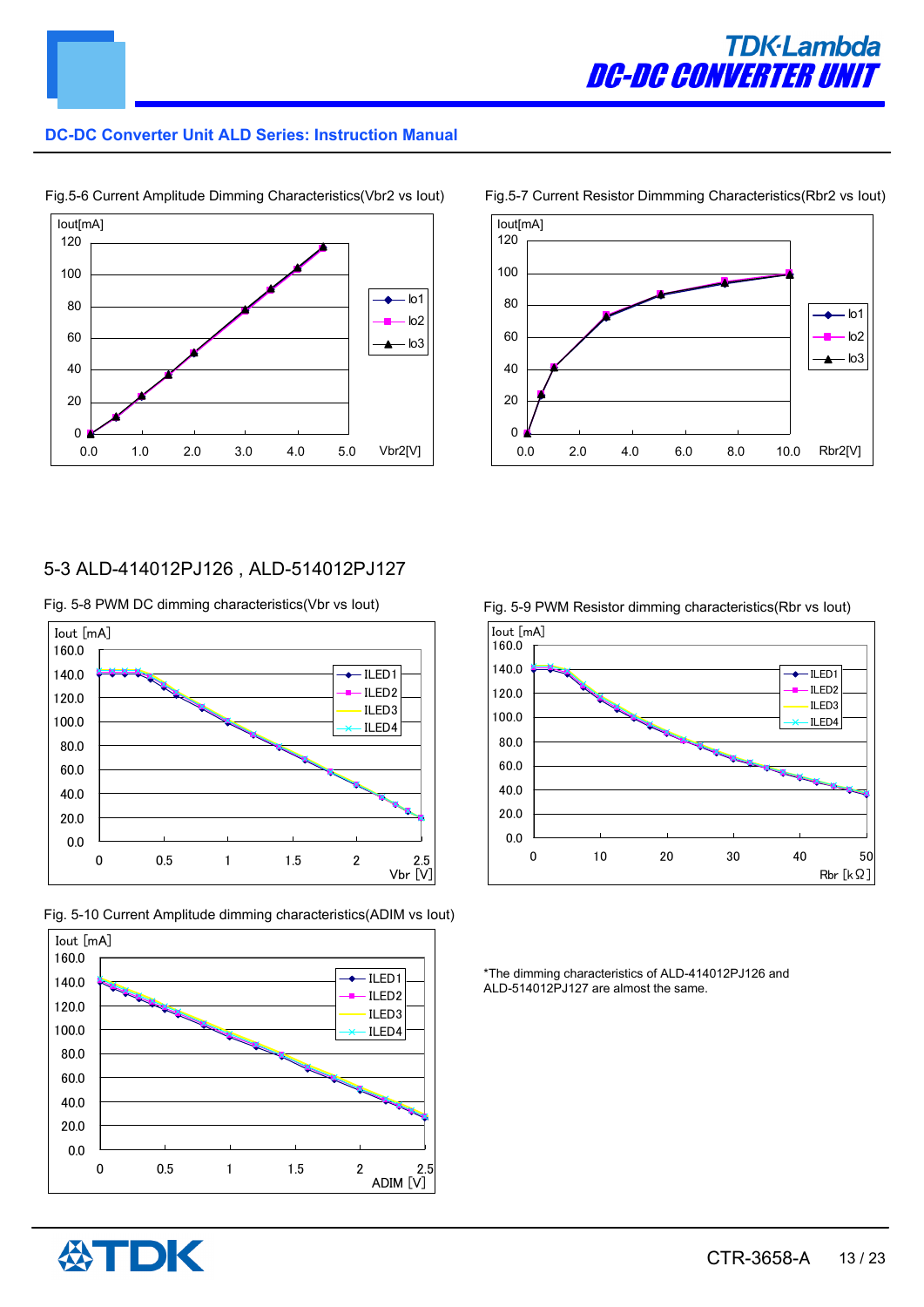Fig.5-6 Current Amplitude Dimming Characteristics(Vbr2 vs Iout)

Fig.5-7 Current Resistor Dimmming Characteristics(Rbr2 vs Iout)

## 5-3 ALD-414012PJ126 , ALD-514012PJ127

Fig. 5-8 PWM DC dimming characteristics(Vbr vs Iout)

Fig. 5-9 PWM Resistor dimming characteristics(Rbr vs Iout)

Fig. 5-10 Current Amplitude dimming characteristics(ADIM vs Iout)

*The dimming characteristics of ALD-414012PJ126 and ALD-514012PJ127 are almost the same.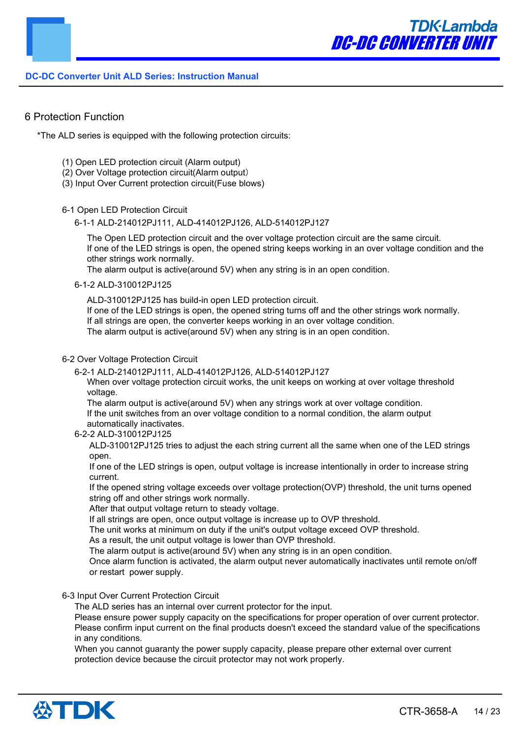# 6 Protection Function

*The ALD series is equipped with the following protection circuits:

(1) Open LED protection circuit (Alarm output)
(2) Over Voltage protection circuit(Alarm output）
(3) Input Over Current protection circuit(Fuse blows)

## 6-1 Open LED Protection Circuit

### 6-1-1 ALD-214012PJ111, ALD-414012PJ126, ALD-514012PJ127

The Open LED protection circuit and the over voltage protection circuit are the same circuit.
If one of the LED strings is open, the opened string keeps working in an over voltage condition and the other strings work normally.
The alarm output is active(around 5V) when any string is in an open condition.

### 6-1-2 ALD-310012PJ125

ALD-310012PJ125 has build-in open LED protection circuit.
If one of the LED strings is open, the opened string turns off and the other strings work normally.
If all strings are open, the converter keeps working in an over voltage condition.
The alarm output is active(around 5V) when any string is in an open condition.

## 6-2 Over Voltage Protection Circuit

### 6-2-1 ALD-214012PJ111, ALD-414012PJ126, ALD-514012PJ127

When over voltage protection circuit works, the unit keeps on working at over voltage threshold voltage.
The alarm output is active(around 5V) when any strings work at over voltage condition.
If the unit switches from an over voltage condition to a normal condition, the alarm output automatically inactivates.

### 6-2-2 ALD-310012PJ125

ALD-310012PJ125 tries to adjust the each string current all the same when one of the LED strings open.
If one of the LED strings is open, output voltage is increase intentionally in order to increase string current.
If the opened string voltage exceeds over voltage protection(OVP) threshold, the unit turns opened string off and other strings work normally.
After that output voltage return to steady voltage.
If all strings are open, once output voltage is increase up to OVP threshold.
The unit works at minimum on duty if the unit's output voltage exceed OVP threshold.
As a result, the unit output voltage is lower than OVP threshold.
The alarm output is active(around 5V) when any string is in an open condition.
Once alarm function is activated, the alarm output never automatically inactivates until remote on/off or restart power supply.

## 6-3 Input Over Current Protection Circuit

The ALD series has an internal over current protector for the input.
Please ensure power supply capacity on the specifications for proper operation of over current protector.
Please confirm input current on the final products doesn't exceed the standard value of the specifications in any conditions.
When you cannot guaranty the power supply capacity, please prepare other external over current protection device because the circuit protector may not work properly.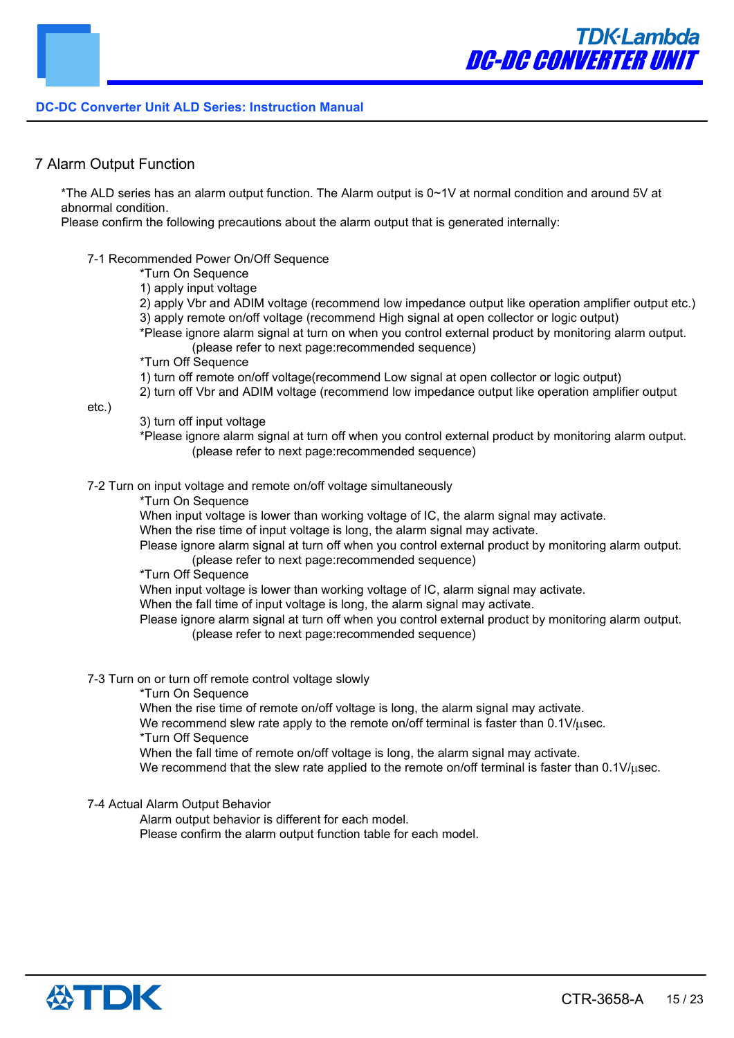## 7 Alarm Output Function

*The ALD series has an alarm output function. The Alarm output is 0~1V at normal condition and around 5V at abnormal condition.
Please confirm the following precautions about the alarm output that is generated internally:

### 7-1 Recommended Power On/Off Sequence

*Turn On Sequence
1) apply input voltage
2) apply Vbr and ADIM voltage (recommend low impedance output like operation amplifier output etc.)
3) apply remote on/off voltage (recommend High signal at open collector or logic output)
*Please ignore alarm signal at turn on when you control external product by monitoring alarm output.
(please refer to next page:recommended sequence)

*Turn Off Sequence
1) turn off remote on/off voltage(recommend Low signal at open collector or logic output)
2) turn off Vbr and ADIM voltage (recommend low impedance output like operation amplifier output etc.)
3) turn off input voltage
*Please ignore alarm signal at turn off when you control external product by monitoring alarm output.
(please refer to next page:recommended sequence)

### 7-2 Turn on input voltage and remote on/off voltage simultaneously

*Turn On Sequence
When input voltage is lower than working voltage of IC, the alarm signal may activate.
When the rise time of input voltage is long, the alarm signal may activate.
Please ignore alarm signal at turn off when you control external product by monitoring alarm output.
(please refer to next page:recommended sequence)

*Turn Off Sequence
When input voltage is lower than working voltage of IC, alarm signal may activate.
When the fall time of input voltage is long, the alarm signal may activate.
Please ignore alarm signal at turn off when you control external product by monitoring alarm output.
(please refer to next page:recommended sequence)

### 7-3 Turn on or turn off remote control voltage slowly

*Turn On Sequence
When the rise time of remote on/off voltage is long, the alarm signal may activate.
We recommend slew rate apply to the remote on/off terminal is faster than 0.1V/μsec.

*Turn Off Sequence
When the fall time of remote on/off voltage is long, the alarm signal may activate.
We recommend that the slew rate applied to the remote on/off terminal is faster than 0.1V/μsec.

### 7-4 Actual Alarm Output Behavior

Alarm output behavior is different for each model.
Please confirm the alarm output function table for each model.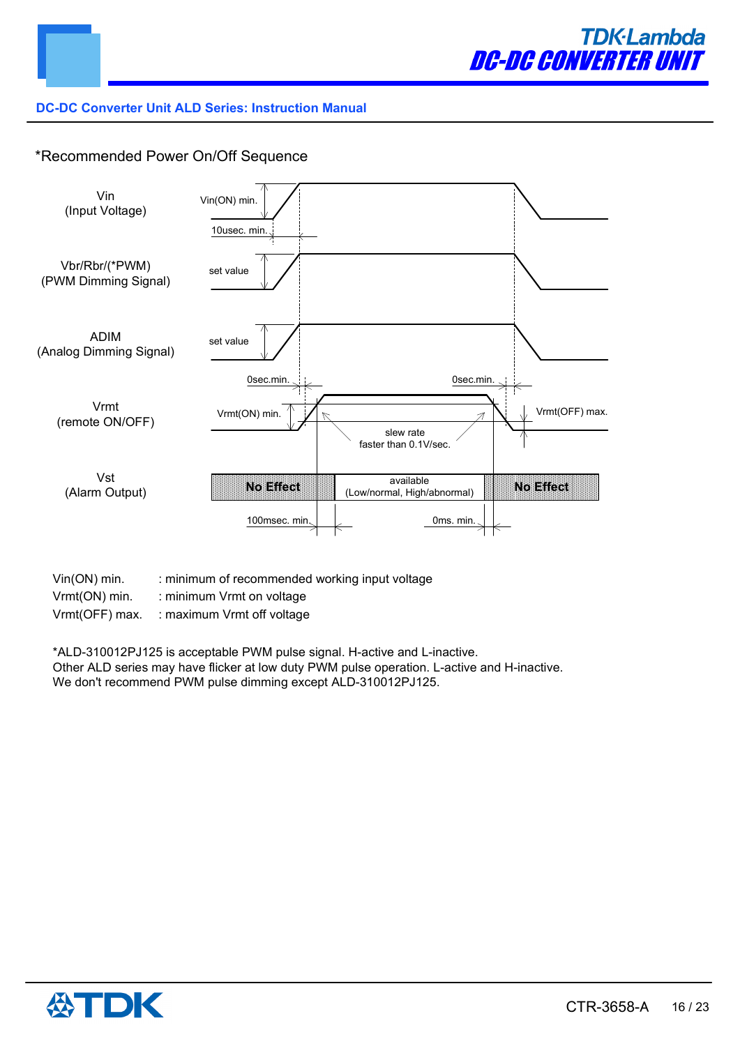*Recommended Power On/Off Sequence

Vin
(Input Voltage)

Vin(ON) min.

10usec. min.

Vbr/Rbr/(*PWM)
(PWM Dimming Signal)

set value

ADIM
(Analog Dimming Signal)

set value

0sec.min.

0sec.min.

Vrmt
(remote ON/OFF)

Vrmt(ON) min.

slew rate
faster than 0.1V/sec.

Vrmt(OFF) max.

Vst
(Alarm Output)

No Effect

available
(Low/normal, High/abnormal)

No Effect

100msec. min.

0ms. min.

Vin(ON) min. : minimum of recommended working input voltage
Vrmt(ON) min. : minimum Vrmt on voltage
Vrmt(OFF) max. : maximum Vrmt off voltage

*ALD-310012PJ125 is acceptable PWM pulse signal. H-active and L-inactive.
Other ALD series may have flicker at low duty PWM pulse operation. L-active and H-inactive.
We don't recommend PWM pulse dimming except ALD-310012PJ125.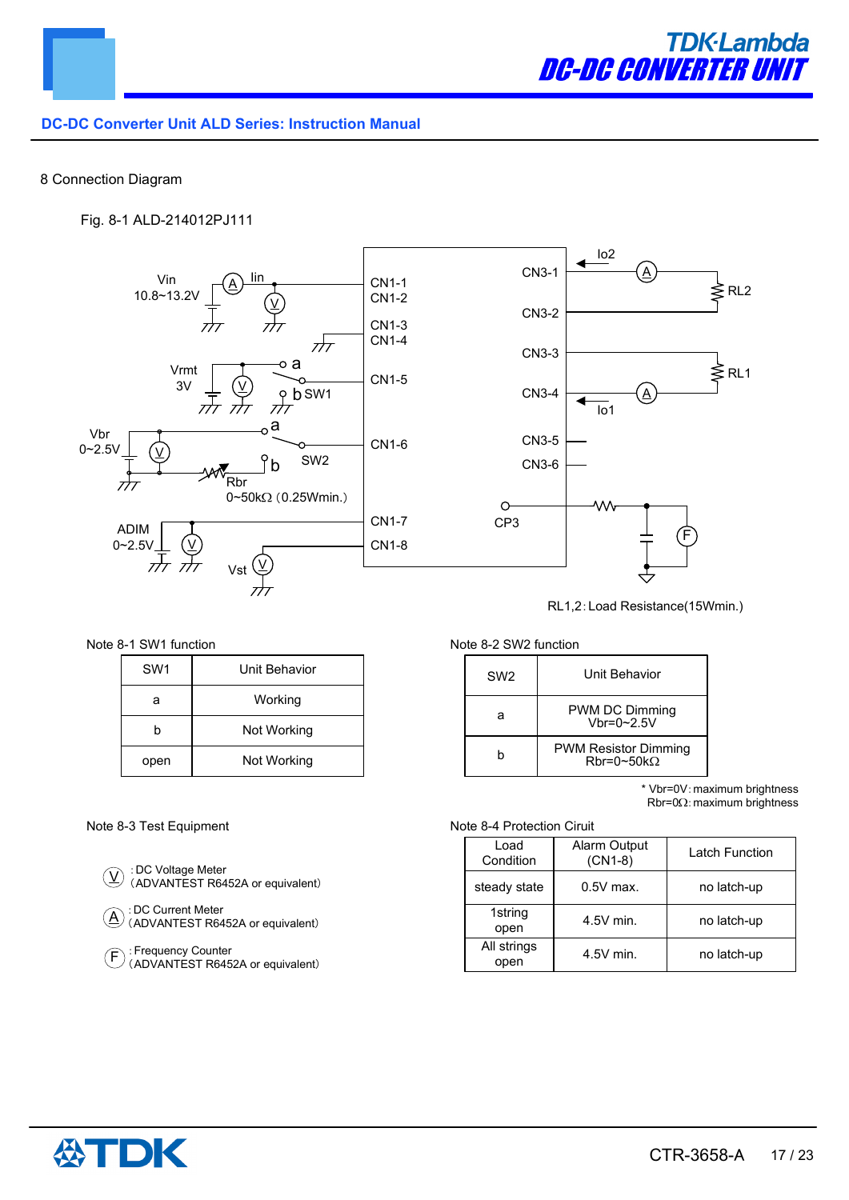DC-DC Converter Unit ALD Series: Instruction Manual

## 8 Connection Diagram

Fig. 8-1 ALD-214012PJ111

Vin 10.8~13.2V, Iin, CN1-1, CN1-2, CN1-3, CN1-4, Vrmt 3V, a, b SW1, CN1-5, Vbr 0~2.5V, a, b SW2, CN1-6, Rbr 0~50kΩ (0.25Wmin.), ADIM 0~2.5V, CN1-7, CN1-8, Vst, CN3-1, Io2, RL2, CN3-2, CN3-3, RL1, CN3-4, Io1, CN3-5, CN3-6, CP3, F

RL1,2: Load Resistance(15Wmin.)

Note 8-1 SW1 function

| SW1 | Unit Behavior |
|---|---|
| a | Working |
| b | Not Working |
| open | Not Working |

Note 8-2 SW2 function

| SW2 | Unit Behavior |
|---|---|
| a | PWM DC Dimming Vbr=0~2.5V |
| b | PWM Resistor Dimming Rbr=0~50kΩ |

\* Vbr=0V: maximum brightness
Rbr=0Ω: maximum brightness

Note 8-3 Test Equipment

- (V) : DC Voltage Meter (ADVANTEST R6452A or equivalent)
- (A) : DC Current Meter (ADVANTEST R6452A or equivalent)
- (F) : Frequency Counter (ADVANTEST R6452A or equivalent)

Note 8-4 Protection Ciruit

| Load Condition | Alarm Output (CN1-8) | Latch Function |
|---|---|---|
| steady state | 0.5V max. | no latch-up |
| 1string open | 4.5V min. | no latch-up |
| All strings open | 4.5V min. | no latch-up |

CTR-3658-A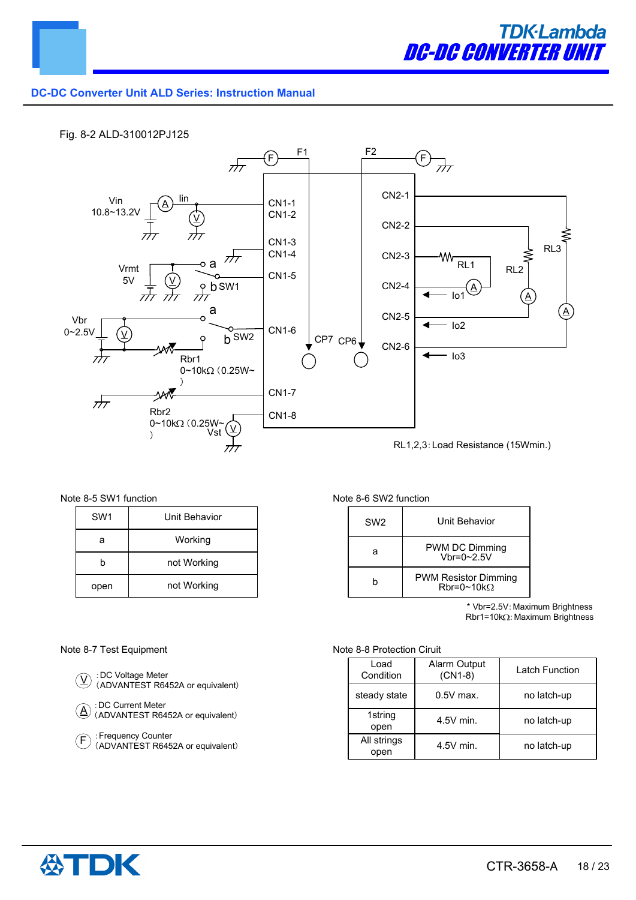Fig. 8-2 ALD-310012PJ125

Vin 10.8~13.2V, Iin, Vrmt 5V, Vbr 0~2.5V, SW1, SW2, Rbr1 0~10kΩ (0.25W~), Rbr2 0~10kΩ (0.25W~), Vst, CN1-1, CN1-2, CN1-3, CN1-4, CN1-5, CN1-6, CN1-7, CN1-8, F1, F2, CP7, CP6, CN2-1, CN2-2, CN2-3, CN2-4, CN2-5, CN2-6, RL1, RL2, RL3, Io1, Io2, Io3

RL1,2,3: Load Resistance (15Wmin.)

Note 8-5 SW1 function

| SW1 | Unit Behavior |
|---|---|
| a | Working |
| b | not Working |
| open | not Working |

Note 8-6 SW2 function

| SW2 | Unit Behavior |
|---|---|
| a | PWM DC Dimming Vbr=0~2.5V |
| b | PWM Resistor Dimming Rbr=0~10kΩ |

* Vbr=2.5V: Maximum Brightness
Rbr1=10kΩ: Maximum Brightness

Note 8-7 Test Equipment

- (V) : DC Voltage Meter (ADVANTEST R6452A or equivalent)
- (A) : DC Current Meter (ADVANTEST R6452A or equivalent)
- (F) : Frequency Counter (ADVANTEST R6452A or equivalent)

Note 8-8 Protection Ciruit

| Load Condition | Alarm Output (CN1-8) | Latch Function |
|---|---|---|
| steady state | 0.5V max. | no latch-up |
| 1string open | 4.5V min. | no latch-up |
| All strings open | 4.5V min. | no latch-up |

CTR-3658-A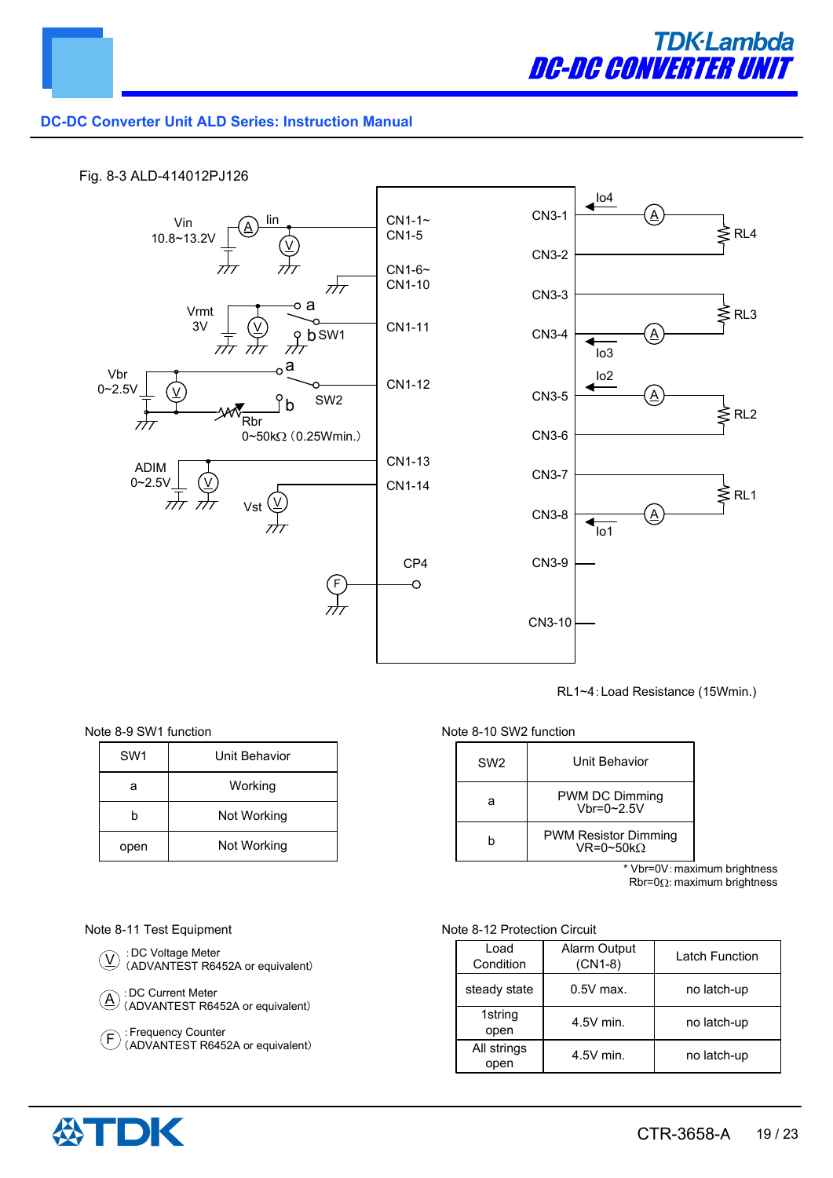**DC-DC Converter Unit ALD Series: Instruction Manual**

Fig. 8-3 ALD-414012PJ126

RL1~4: Load Resistance (15Wmin.)

Note 8-9 SW1 function

| SW1 | Unit Behavior |
|---|---|
| a | Working |
| b | Not Working |
| open | Not Working |

Note 8-10 SW2 function

| SW2 | Unit Behavior |
|---|---|
| a | PWM DC Dimming Vbr=0~2.5V |
| b | PWM Resistor Dimming VR=0~50kΩ |

\* Vbr=0V: maximum brightness
Rbr=0Ω: maximum brightness

Note 8-11 Test Equipment

- (V) : DC Voltage Meter (ADVANTEST R6452A or equivalent)
- (A) : DC Current Meter (ADVANTEST R6452A or equivalent)
- (F) : Frequency Counter (ADVANTEST R6452A or equivalent)

Note 8-12 Protection Circuit

| Load Condition | Alarm Output (CN1-8) | Latch Function |
|---|---|---|
| steady state | 0.5V max. | no latch-up |
| 1string open | 4.5V min. | no latch-up |
| All strings open | 4.5V min. | no latch-up |

CTR-3658-A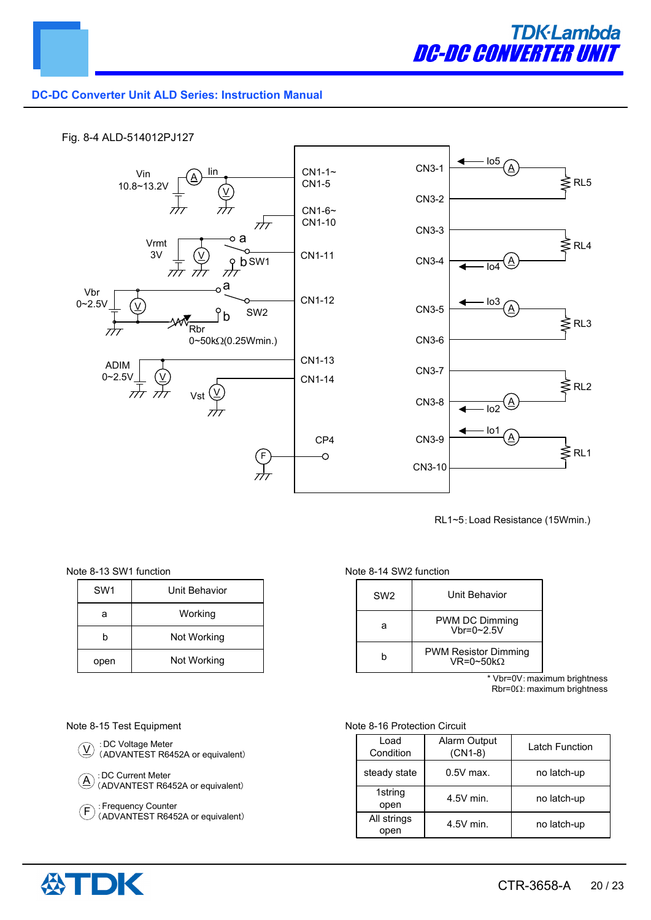## DC-DC Converter Unit ALD Series: Instruction Manual

Fig. 8-4 ALD-514012PJ127

Vin 10.8~13.2V | Iin | CN1-1~CN1-5 | CN1-6~CN1-10

Vrmt 3V | a | b SW1 | CN1-11

Vbr 0~2.5V | a | b | SW2 | Rbr 0~50kΩ(0.25Wmin.) | CN1-12

ADIM 0~2.5V | CN1-13 | Vst | CN1-14

CP4 | F

CN3-1 | Io5 | RL5 | CN3-2

CN3-3 | RL4 | CN3-4 | Io4

CN3-5 | Io3 | RL3 | CN3-6

CN3-7 | RL2 | CN3-8 | Io2

CN3-9 | Io1 | RL1 | CN3-10

RL1~5：Load Resistance (15Wmin.)

Note 8-13 SW1 function

| SW1 | Unit Behavior |
|---|---|
| a | Working |
| b | Not Working |
| open | Not Working |

Note 8-14 SW2 function

| SW2 | Unit Behavior |
|---|---|
| a | PWM DC Dimming Vbr=0~2.5V |
| b | PWM Resistor Dimming VR=0~50kΩ |

\* Vbr=0V: maximum brightness
Rbr=0Ω: maximum brightness

Note 8-15 Test Equipment

- V : DC Voltage Meter (ADVANTEST R6452A or equivalent)
- A : DC Current Meter (ADVANTEST R6452A or equivalent)
- F : Frequency Counter (ADVANTEST R6452A or equivalent)

Note 8-16 Protection Circuit

| Load Condition | Alarm Output (CN1-8) | Latch Function |
|---|---|---|
| steady state | 0.5V max. | no latch-up |
| 1string open | 4.5V min. | no latch-up |
| All strings open | 4.5V min. | no latch-up |

CTR-3658-A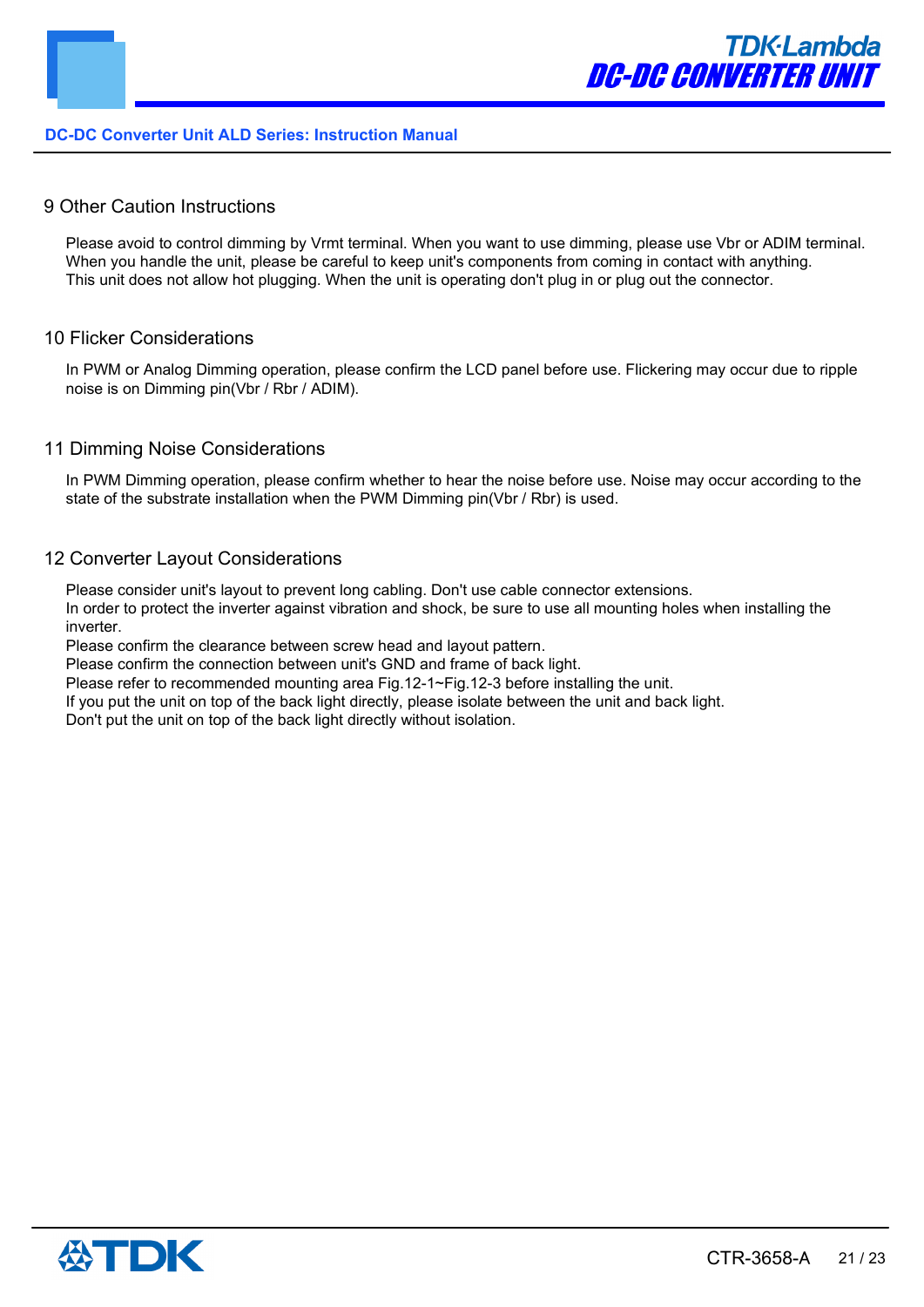## 9 Other Caution Instructions

Please avoid to control dimming by Vrmt terminal. When you want to use dimming, please use Vbr or ADIM terminal.
When you handle the unit, please be careful to keep unit's components from coming in contact with anything.
This unit does not allow hot plugging. When the unit is operating don't plug in or plug out the connector.

## 10 Flicker Considerations

In PWM or Analog Dimming operation, please confirm the LCD panel before use. Flickering may occur due to ripple noise is on Dimming pin(Vbr / Rbr / ADIM).

## 11 Dimming Noise Considerations

In PWM Dimming operation, please confirm whether to hear the noise before use. Noise may occur according to the state of the substrate installation when the PWM Dimming pin(Vbr / Rbr) is used.

## 12 Converter Layout Considerations

Please consider unit's layout to prevent long cabling. Don't use cable connector extensions.
In order to protect the inverter against vibration and shock, be sure to use all mounting holes when installing the inverter.
Please confirm the clearance between screw head and layout pattern.
Please confirm the connection between unit's GND and frame of back light.
Please refer to recommended mounting area Fig.12-1~Fig.12-3 before installing the unit.
If you put the unit on top of the back light directly, please isolate between the unit and back light.
Don't put the unit on top of the back light directly without isolation.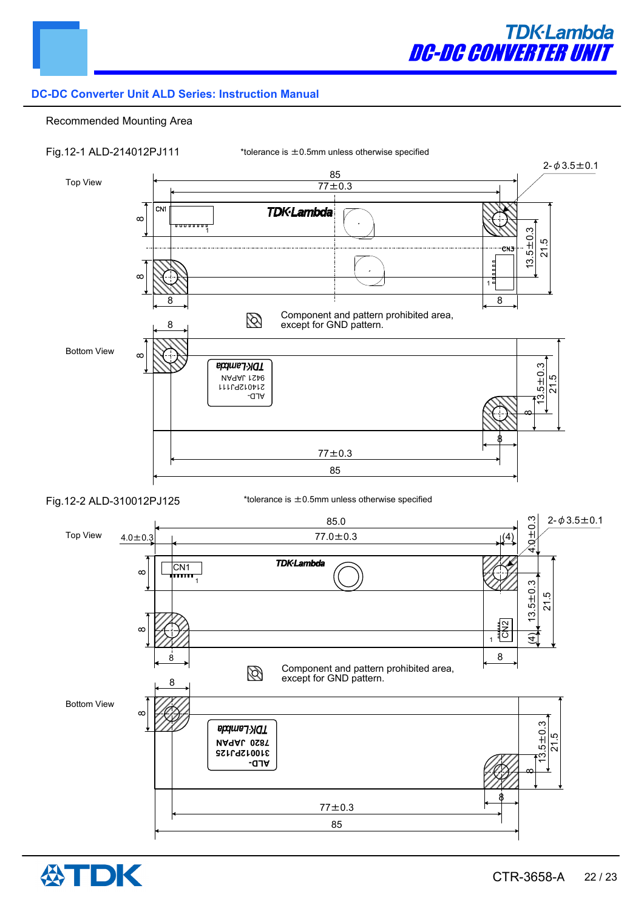## Recommended Mounting Area

Fig.12-1 ALD-214012PJ111

*tolerance is ±0.5mm unless otherwise specified

Top View

85

77±0.3

2-$\phi$3.5±0.1

CN1

TDK·Lambda

CN3

8

8

13.5±0.3

21.5

8

8

Component and pattern prohibited area, except for GND pattern.

Bottom View

8

8

TDK·Lambda
9421 JAPAN
214012PJ111
ALD-

13.5±0.3

21.5

8

8

77±0.3

85

Fig.12-2 ALD-310012PJ125

*tolerance is ±0.5mm unless otherwise specified

Top View

85.0

4.0±0.3

77.0±0.3

(4)

2-$\phi$3.5±0.1

4.0±0.3

CN1

TDK·Lambda

CN2

8

8

13.5±0.3

21.5

(4)

8

8

Component and pattern prohibited area, except for GND pattern.

Bottom View

8

8

TDK·Lambda
7820 JAPAN
310012PJ125
ALD-

13.5±0.3

21.5

8

8

77±0.3

85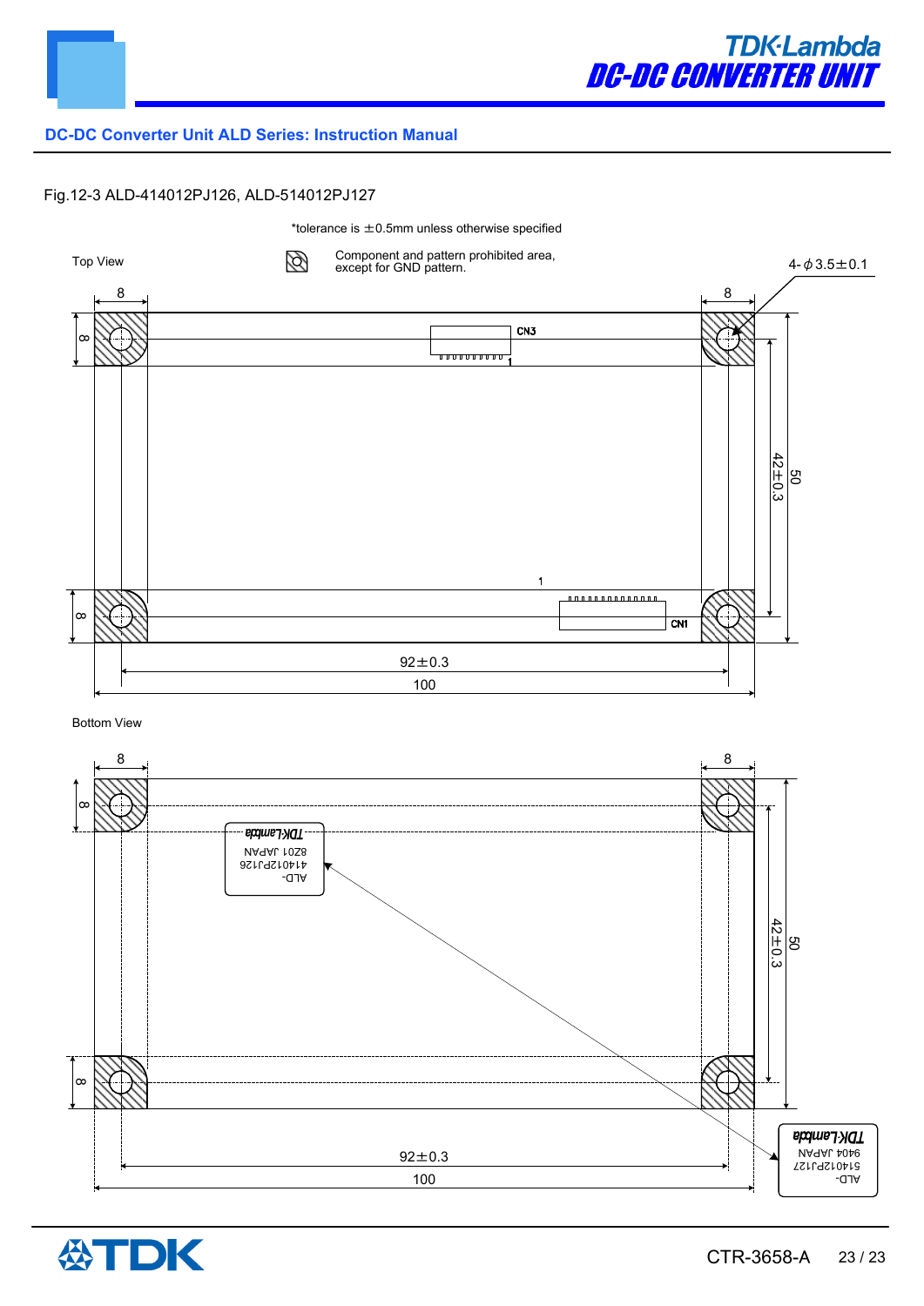Fig.12-3 ALD-414012PJ126, ALD-514012PJ127

*tolerance is ±0.5mm unless otherwise specified

Top View

Component and pattern prohibited area, except for GND pattern.

4-ϕ3.5±0.1

8

8

8

8

CN3

1

1

CN1

42±0.3

50

92±0.3

100

Bottom View

8

8

8

8

TDK-Lambda
8Z01 JAPAN
414012PJ126
ALD-

42±0.3

50

92±0.3

100

TDK-Lambda
9404 JAPAN
514012PJ127
ALD-